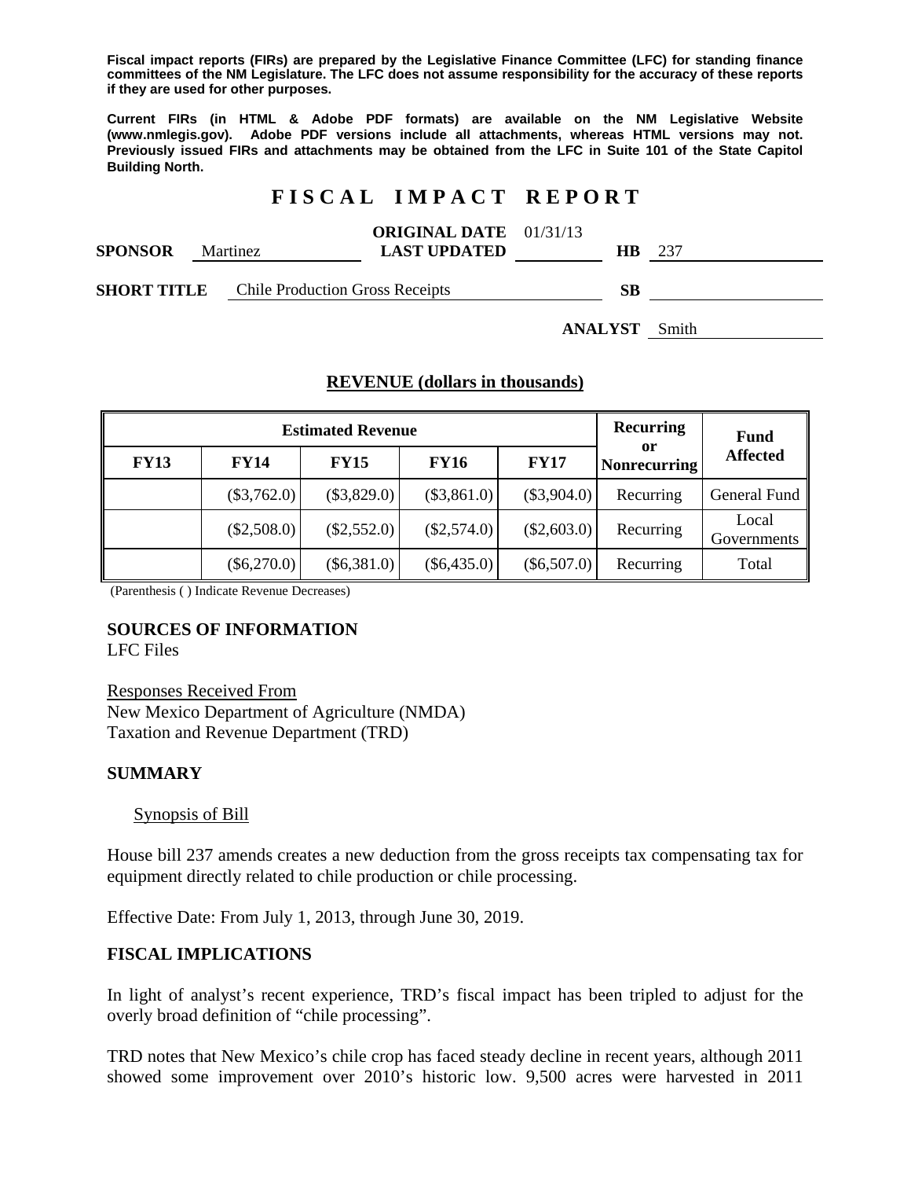**Fiscal impact reports (FIRs) are prepared by the Legislative Finance Committee (LFC) for standing finance committees of the NM Legislature. The LFC does not assume responsibility for the accuracy of these reports if they are used for other purposes.**

**Current FIRs (in HTML & Adobe PDF formats) are available on the NM Legislative Website (www.nmlegis.gov). Adobe PDF versions include all attachments, whereas HTML versions may not. Previously issued FIRs and attachments may be obtained from the LFC in Suite 101 of the State Capitol Building North.**

# FISCAL IMPACT REPORT

**SPONSOR** Martinez **ORIGINAL DATE** 01/31/13 **LAST UPDATED** **HB** 237

**SHORT TITLE** Chile Production Gross Receipts **SB**

**ANALYST** Smith

## REVENUE (dollars in thousands)

| Estimated Revenue | | | | | Recurring or Nonrecurring | Fund Affected |
|---|---|---|---|---|---|---|
| FY13 | FY14 | FY15 | FY16 | FY17 | | |
| | ($3,762.0) | ($3,829.0) | ($3,861.0) | ($3,904.0) | Recurring | General Fund |
| | ($2,508.0) | ($2,552.0) | ($2,574.0) | ($2,603.0) | Recurring | Local Governments |
| | ($6,270.0) | ($6,381.0) | ($6,435.0) | ($6,507.0) | Recurring | Total |

(Parenthesis ( ) Indicate Revenue Decreases)

**SOURCES OF INFORMATION**
LFC Files

Responses Received From
New Mexico Department of Agriculture (NMDA)
Taxation and Revenue Department (TRD)

**SUMMARY**

Synopsis of Bill

House bill 237 amends creates a new deduction from the gross receipts tax compensating tax for equipment directly related to chile production or chile processing.

Effective Date: From July 1, 2013, through June 30, 2019.

**FISCAL IMPLICATIONS**

In light of analyst's recent experience, TRD's fiscal impact has been tripled to adjust for the overly broad definition of "chile processing".

TRD notes that New Mexico's chile crop has faced steady decline in recent years, although 2011 showed some improvement over 2010's historic low. 9,500 acres were harvested in 2011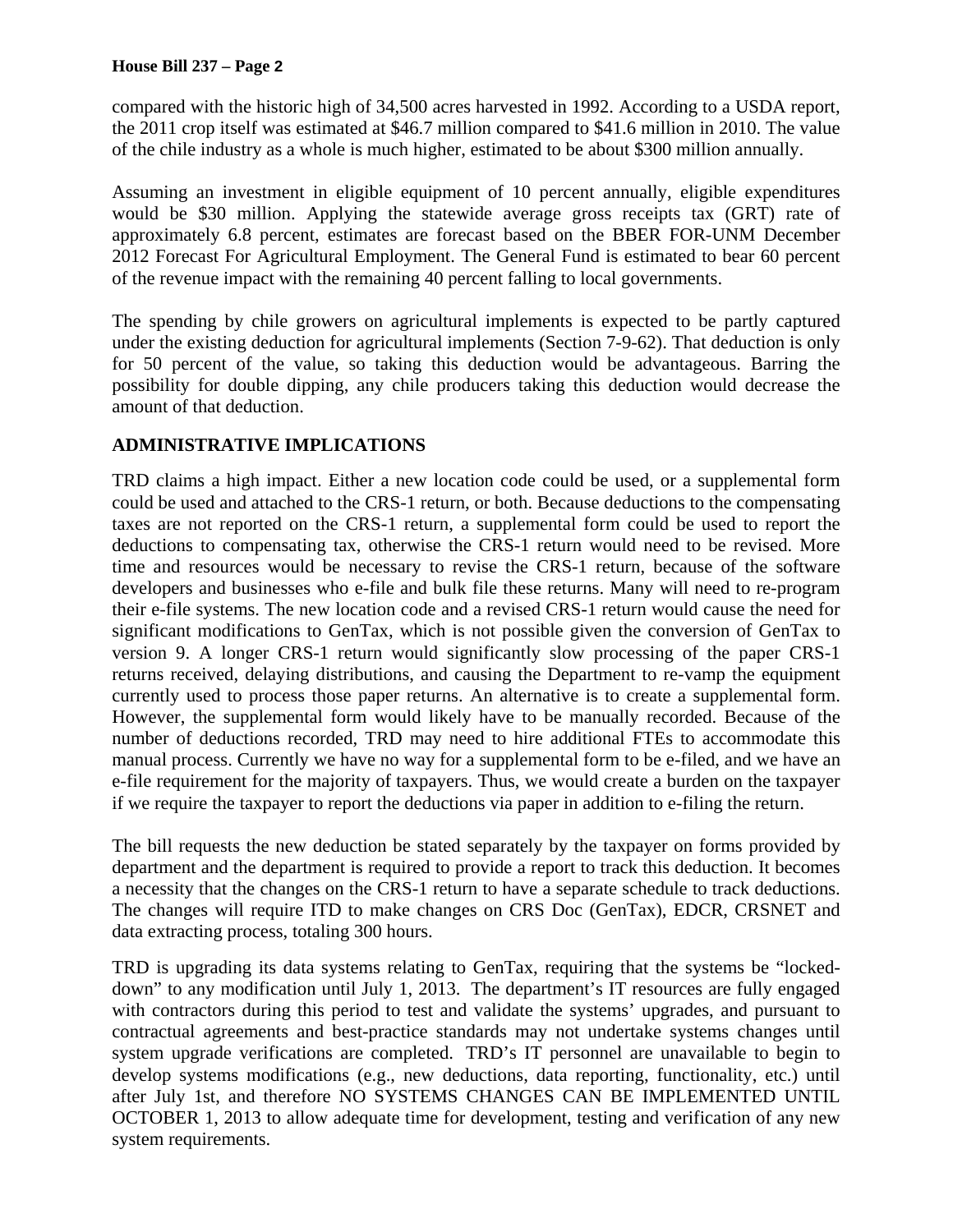compared with the historic high of 34,500 acres harvested in 1992. According to a USDA report, the 2011 crop itself was estimated at $46.7 million compared to $41.6 million in 2010. The value of the chile industry as a whole is much higher, estimated to be about $300 million annually.

Assuming an investment in eligible equipment of 10 percent annually, eligible expenditures would be $30 million. Applying the statewide average gross receipts tax (GRT) rate of approximately 6.8 percent, estimates are forecast based on the BBER FOR-UNM December 2012 Forecast For Agricultural Employment. The General Fund is estimated to bear 60 percent of the revenue impact with the remaining 40 percent falling to local governments.

The spending by chile growers on agricultural implements is expected to be partly captured under the existing deduction for agricultural implements (Section 7-9-62). That deduction is only for 50 percent of the value, so taking this deduction would be advantageous. Barring the possibility for double dipping, any chile producers taking this deduction would decrease the amount of that deduction.

## ADMINISTRATIVE IMPLICATIONS

TRD claims a high impact. Either a new location code could be used, or a supplemental form could be used and attached to the CRS-1 return, or both. Because deductions to the compensating taxes are not reported on the CRS-1 return, a supplemental form could be used to report the deductions to compensating tax, otherwise the CRS-1 return would need to be revised. More time and resources would be necessary to revise the CRS-1 return, because of the software developers and businesses who e-file and bulk file these returns. Many will need to re-program their e-file systems. The new location code and a revised CRS-1 return would cause the need for significant modifications to GenTax, which is not possible given the conversion of GenTax to version 9. A longer CRS-1 return would significantly slow processing of the paper CRS-1 returns received, delaying distributions, and causing the Department to re-vamp the equipment currently used to process those paper returns. An alternative is to create a supplemental form. However, the supplemental form would likely have to be manually recorded. Because of the number of deductions recorded, TRD may need to hire additional FTEs to accommodate this manual process. Currently we have no way for a supplemental form to be e-filed, and we have an e-file requirement for the majority of taxpayers. Thus, we would create a burden on the taxpayer if we require the taxpayer to report the deductions via paper in addition to e-filing the return.

The bill requests the new deduction be stated separately by the taxpayer on forms provided by department and the department is required to provide a report to track this deduction. It becomes a necessity that the changes on the CRS-1 return to have a separate schedule to track deductions. The changes will require ITD to make changes on CRS Doc (GenTax), EDCR, CRSNET and data extracting process, totaling 300 hours.

TRD is upgrading its data systems relating to GenTax, requiring that the systems be "locked-down" to any modification until July 1, 2013. The department's IT resources are fully engaged with contractors during this period to test and validate the systems' upgrades, and pursuant to contractual agreements and best-practice standards may not undertake systems changes until system upgrade verifications are completed. TRD's IT personnel are unavailable to begin to develop systems modifications (e.g., new deductions, data reporting, functionality, etc.) until after July 1st, and therefore NO SYSTEMS CHANGES CAN BE IMPLEMENTED UNTIL OCTOBER 1, 2013 to allow adequate time for development, testing and verification of any new system requirements.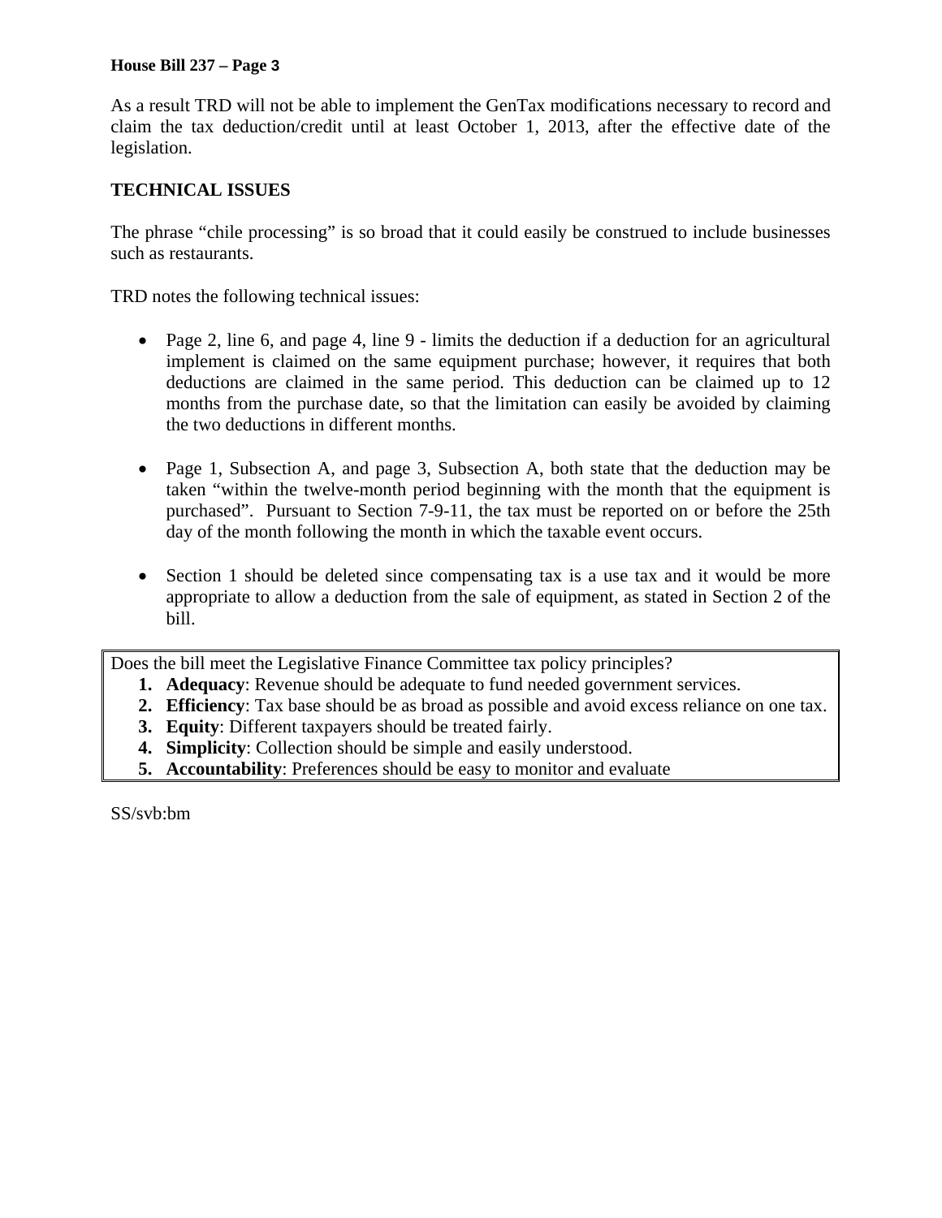As a result TRD will not be able to implement the GenTax modifications necessary to record and claim the tax deduction/credit until at least October 1, 2013, after the effective date of the legislation.

**TECHNICAL ISSUES**

The phrase "chile processing" is so broad that it could easily be construed to include businesses such as restaurants.

TRD notes the following technical issues:

- Page 2, line 6, and page 4, line 9 - limits the deduction if a deduction for an agricultural implement is claimed on the same equipment purchase; however, it requires that both deductions are claimed in the same period. This deduction can be claimed up to 12 months from the purchase date, so that the limitation can easily be avoided by claiming the two deductions in different months.

- Page 1, Subsection A, and page 3, Subsection A, both state that the deduction may be taken "within the twelve-month period beginning with the month that the equipment is purchased". Pursuant to Section 7-9-11, the tax must be reported on or before the 25th day of the month following the month in which the taxable event occurs.

- Section 1 should be deleted since compensating tax is a use tax and it would be more appropriate to allow a deduction from the sale of equipment, as stated in Section 2 of the bill.

Does the bill meet the Legislative Finance Committee tax policy principles?

1. **Adequacy**: Revenue should be adequate to fund needed government services.
2. **Efficiency**: Tax base should be as broad as possible and avoid excess reliance on one tax.
3. **Equity**: Different taxpayers should be treated fairly.
4. **Simplicity**: Collection should be simple and easily understood.
5. **Accountability**: Preferences should be easy to monitor and evaluate

SS/svb:bm